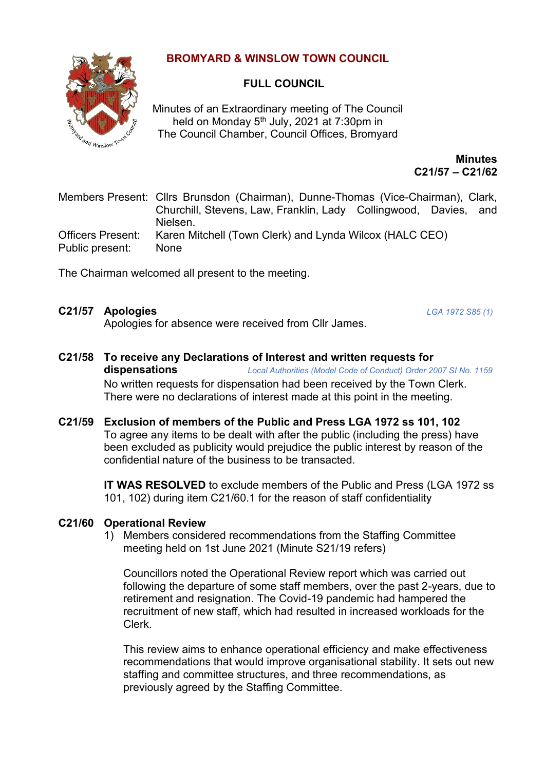# BROMYARD & WINSLOW TOWN COUNCIL

## FULL COUNCIL

Minutes of an Extraordinary meeting of The Council held on Monday 5th July, 2021 at 7:30pm in The Council Chamber, Council Offices, Bromyard

**Minutes**
**C21/57 – C21/62**

Members Present: Cllrs Brunsdon (Chairman), Dunne-Thomas (Vice-Chairman), Clark, Churchill, Stevens, Law, Franklin, Lady Collingwood, Davies, and Nielsen.
Officers Present: Karen Mitchell (Town Clerk) and Lynda Wilcox (HALC CEO)
Public present: None

The Chairman welcomed all present to the meeting.

**C21/57 Apologies** *LGA 1972 S85 (1)*
Apologies for absence were received from Cllr James.

**C21/58 To receive any Declarations of Interest and written requests for dispensations** *Local Authorities (Model Code of Conduct) Order 2007 SI No. 1159*
No written requests for dispensation had been received by the Town Clerk. There were no declarations of interest made at this point in the meeting.

**C21/59 Exclusion of members of the Public and Press LGA 1972 ss 101, 102**
To agree any items to be dealt with after the public (including the press) have been excluded as publicity would prejudice the public interest by reason of the confidential nature of the business to be transacted.

**IT WAS RESOLVED** to exclude members of the Public and Press (LGA 1972 ss 101, 102) during item C21/60.1 for the reason of staff confidentiality

**C21/60 Operational Review**

1) Members considered recommendations from the Staffing Committee meeting held on 1st June 2021 (Minute S21/19 refers)

   Councillors noted the Operational Review report which was carried out following the departure of some staff members, over the past 2-years, due to retirement and resignation. The Covid-19 pandemic had hampered the recruitment of new staff, which had resulted in increased workloads for the Clerk.

   This review aims to enhance operational efficiency and make effectiveness recommendations that would improve organisational stability. It sets out new staffing and committee structures, and three recommendations, as previously agreed by the Staffing Committee.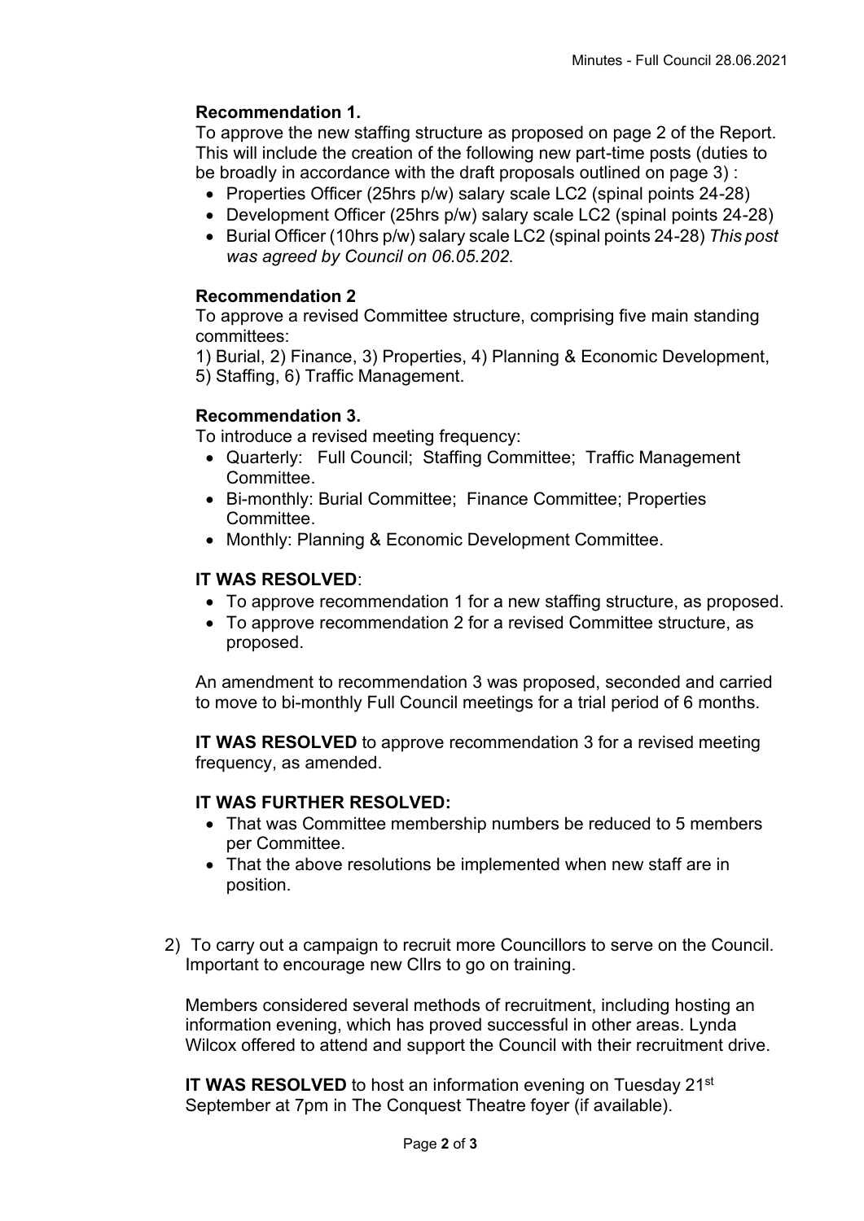**Recommendation 1.**

To approve the new staffing structure as proposed on page 2 of the Report. This will include the creation of the following new part-time posts (duties to be broadly in accordance with the draft proposals outlined on page 3) :

- Properties Officer (25hrs p/w) salary scale LC2 (spinal points 24-28)
- Development Officer (25hrs p/w) salary scale LC2 (spinal points 24-28)
- Burial Officer (10hrs p/w) salary scale LC2 (spinal points 24-28) *This post was agreed by Council on 06.05.202.*

**Recommendation 2**

To approve a revised Committee structure, comprising five main standing committees:

1) Burial, 2) Finance, 3) Properties, 4) Planning & Economic Development, 5) Staffing, 6) Traffic Management.

**Recommendation 3.**

To introduce a revised meeting frequency:

- Quarterly: Full Council; Staffing Committee; Traffic Management Committee.
- Bi-monthly: Burial Committee; Finance Committee; Properties Committee.
- Monthly: Planning & Economic Development Committee.

**IT WAS RESOLVED**:

- To approve recommendation 1 for a new staffing structure, as proposed.
- To approve recommendation 2 for a revised Committee structure, as proposed.

An amendment to recommendation 3 was proposed, seconded and carried to move to bi-monthly Full Council meetings for a trial period of 6 months.

**IT WAS RESOLVED** to approve recommendation 3 for a revised meeting frequency, as amended.

**IT WAS FURTHER RESOLVED:**

- That was Committee membership numbers be reduced to 5 members per Committee.
- That the above resolutions be implemented when new staff are in position.

2) To carry out a campaign to recruit more Councillors to serve on the Council. Important to encourage new Cllrs to go on training.

Members considered several methods of recruitment, including hosting an information evening, which has proved successful in other areas. Lynda Wilcox offered to attend and support the Council with their recruitment drive.

**IT WAS RESOLVED** to host an information evening on Tuesday 21st September at 7pm in The Conquest Theatre foyer (if available).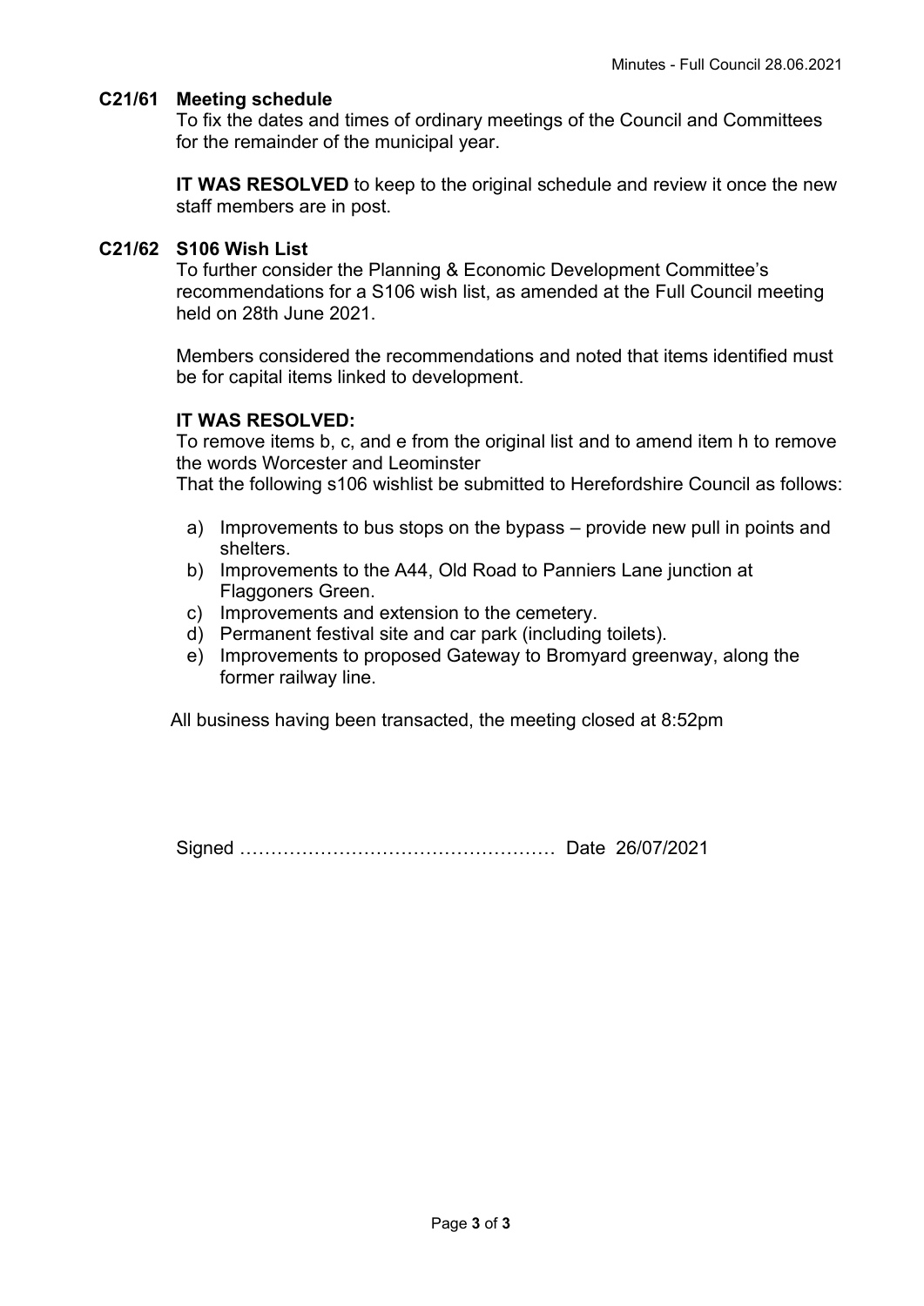### C21/61 Meeting schedule

To fix the dates and times of ordinary meetings of the Council and Committees for the remainder of the municipal year.

**IT WAS RESOLVED** to keep to the original schedule and review it once the new staff members are in post.

### C21/62 S106 Wish List

To further consider the Planning & Economic Development Committee's recommendations for a S106 wish list, as amended at the Full Council meeting held on 28th June 2021.

Members considered the recommendations and noted that items identified must be for capital items linked to development.

**IT WAS RESOLVED:**

To remove items b, c, and e from the original list and to amend item h to remove the words Worcester and Leominster

That the following s106 wishlist be submitted to Herefordshire Council as follows:

a) Improvements to bus stops on the bypass – provide new pull in points and shelters.
b) Improvements to the A44, Old Road to Panniers Lane junction at Flaggoners Green.
c) Improvements and extension to the cemetery.
d) Permanent festival site and car park (including toilets).
e) Improvements to proposed Gateway to Bromyard greenway, along the former railway line.

All business having been transacted, the meeting closed at 8:52pm

Signed …………………………………………… Date 26/07/2021